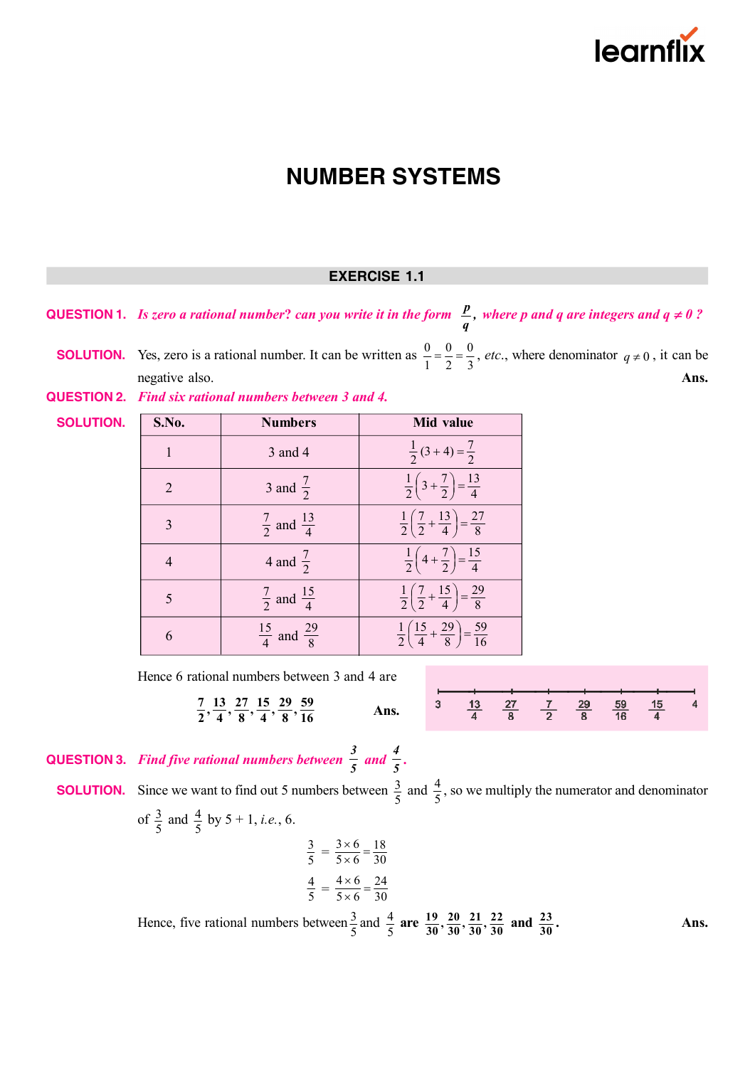# NUMBER SYSTEMS

## EXERCISE 1.1

**QUESTION 1.** *Is zero a rational number? can you write it in the form $\frac{p}{q}$, where p and q are integers and $q \neq 0$ ?*

**SOLUTION.** Yes, zero is a rational number. It can be written as $\frac{0}{1} = \frac{0}{2} = \frac{0}{3}$, *etc.*, where denominator $q \neq 0$, it can be negative also. **Ans.**

**QUESTION 2.** *Find six rational numbers between 3 and 4.*

**SOLUTION.**

| S.No. | Numbers | Mid value |
|---|---|---|
| 1 | 3 and 4 | $\frac{1}{2}(3+4) = \frac{7}{2}$ |
| 2 | 3 and $\frac{7}{2}$ | $\frac{1}{2}\left(3+\frac{7}{2}\right) = \frac{13}{4}$ |
| 3 | $\frac{7}{2}$ and $\frac{13}{4}$ | $\frac{1}{2}\left(\frac{7}{2}+\frac{13}{4}\right) = \frac{27}{8}$ |
| 4 | 4 and $\frac{7}{2}$ | $\frac{1}{2}\left(4+\frac{7}{2}\right) = \frac{15}{4}$ |
| 5 | $\frac{7}{2}$ and $\frac{15}{4}$ | $\frac{1}{2}\left(\frac{7}{2}+\frac{15}{4}\right) = \frac{29}{8}$ |
| 6 | $\frac{15}{4}$ and $\frac{29}{8}$ | $\frac{1}{2}\left(\frac{15}{4}+\frac{29}{8}\right) = \frac{59}{16}$ |

Hence 6 rational numbers between 3 and 4 are

$$\mathbf{\frac{7}{2}, \frac{13}{4}, \frac{27}{8}, \frac{15}{4}, \frac{29}{8}, \frac{59}{16}}$$ **Ans.**

3 — $\frac{13}{4}$ — $\frac{27}{8}$ — $\frac{7}{2}$ — $\frac{29}{8}$ — $\frac{59}{16}$ — $\frac{15}{4}$ — 4

**QUESTION 3.** *Find five rational numbers between $\frac{3}{5}$ and $\frac{4}{5}$.*

**SOLUTION.** Since we want to find out 5 numbers between $\frac{3}{5}$ and $\frac{4}{5}$, so we multiply the numerator and denominator of $\frac{3}{5}$ and $\frac{4}{5}$ by 5 + 1, *i.e.*, 6.

$$\frac{3}{5} = \frac{3 \times 6}{5 \times 6} = \frac{18}{30}$$

$$\frac{4}{5} = \frac{4 \times 6}{5 \times 6} = \frac{24}{30}$$

Hence, five rational numbers between $\frac{3}{5}$ and $\frac{4}{5}$ **are** $\mathbf{\frac{19}{30}, \frac{20}{30}, \frac{21}{30}, \frac{22}{30}}$ **and** $\mathbf{\frac{23}{30}}$. **Ans.**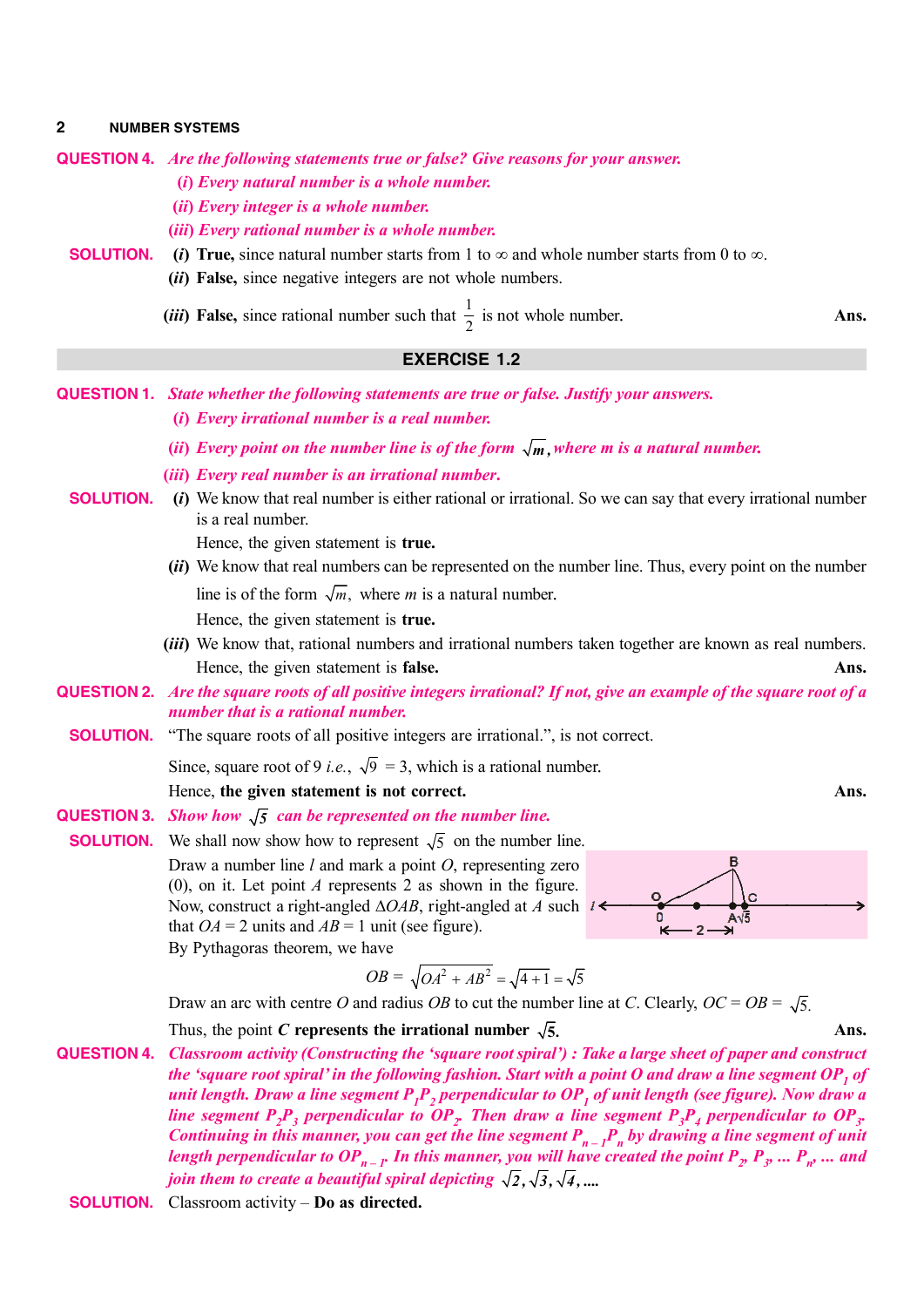**QUESTION 4.** *Are the following statements true or false? Give reasons for your answer.*

*(i) Every natural number is a whole number.*

*(ii) Every integer is a whole number.*

*(iii) Every rational number is a whole number.*

**SOLUTION.** (*i*) **True,** since natural number starts from 1 to ∞ and whole number starts from 0 to ∞.

(*ii*) **False,** since negative integers are not whole numbers.

(*iii*) **False,** since rational number such that $\frac{1}{2}$ is not whole number. **Ans.**

## EXERCISE 1.2

**QUESTION 1.** *State whether the following statements are true or false. Justify your answers.*

*(i) Every irrational number is a real number.*

*(ii) Every point on the number line is of the form $\sqrt{m}$, where m is a natural number.*

*(iii) Every real number is an irrational number.*

**SOLUTION.** (*i*) We know that real number is either rational or irrational. So we can say that every irrational number is a real number.

Hence, the given statement is **true.**

(*ii*) We know that real numbers can be represented on the number line. Thus, every point on the number line is of the form $\sqrt{m}$, where *m* is a natural number.

Hence, the given statement is **true.**

(*iii*) We know that, rational numbers and irrational numbers taken together are known as real numbers.

Hence, the given statement is **false.** **Ans.**

**QUESTION 2.** *Are the square roots of all positive integers irrational? If not, give an example of the square root of a number that is a rational number.*

**SOLUTION.** "The square roots of all positive integers are irrational.", is not correct.

Since, square root of 9 *i.e.*, $\sqrt{9}$ = 3, which is a rational number.

Hence, **the given statement is not correct.** **Ans.**

**QUESTION 3.** *Show how $\sqrt{5}$ can be represented on the number line.*

**SOLUTION.** We shall now show how to represent $\sqrt{5}$ on the number line.

Draw a number line *l* and mark a point *O*, representing zero (0), on it. Let point *A* represents 2 as shown in the figure. Now, construct a right-angled $\Delta OAB$, right-angled at *A* such that *OA* = 2 units and *AB* = 1 unit (see figure).

By Pythagoras theorem, we have

$$OB = \sqrt{OA^2 + AB^2} = \sqrt{4+1} = \sqrt{5}$$

Draw an arc with centre *O* and radius *OB* to cut the number line at *C*. Clearly, *OC* = *OB* = $\sqrt{5}$.

Thus, the point ***C* represents the irrational number $\sqrt{5}$.** **Ans.**

**QUESTION 4.** *Classroom activity (Constructing the 'square root spiral') : Take a large sheet of paper and construct the 'square root spiral' in the following fashion. Start with a point O and draw a line segment $OP_1$ of unit length. Draw a line segment $P_1P_2$ perpendicular to $OP_1$ of unit length (see figure). Now draw a line segment $P_2P_3$ perpendicular to $OP_2$. Then draw a line segment $P_3P_4$ perpendicular to $OP_3$. Continuing in this manner, you can get the line segment $P_{n-1}P_n$ by drawing a line segment of unit length perpendicular to $OP_{n-1}$. In this manner, you will have created the point $P_2$, $P_3$, ... $P_n$, ... and join them to create a beautiful spiral depicting $\sqrt{2}, \sqrt{3}, \sqrt{4}$, ....*

**SOLUTION.** Classroom activity – **Do as directed.**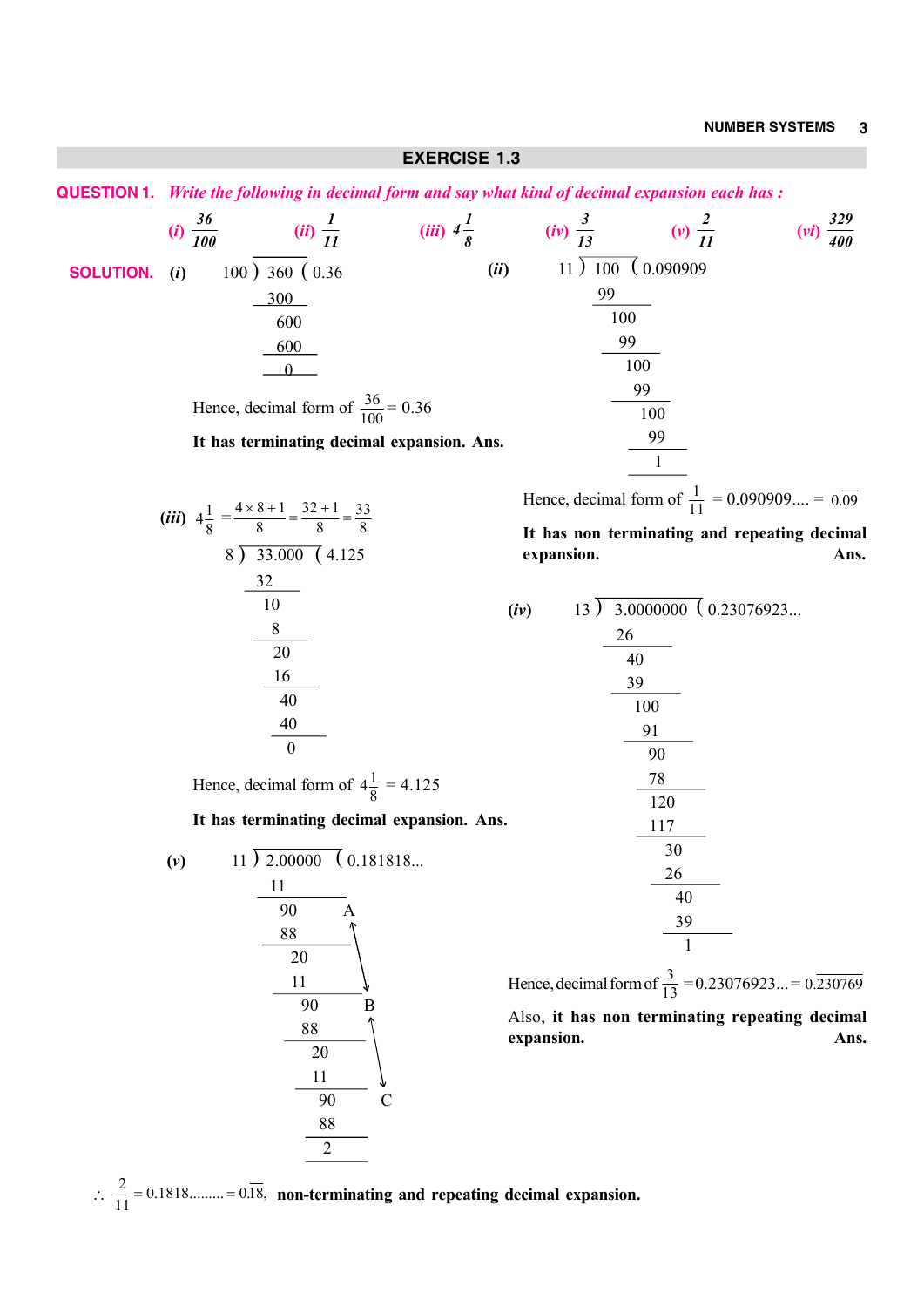## EXERCISE 1.3

**QUESTION 1.** *Write the following in decimal form and say what kind of decimal expansion each has :*

(i) $\frac{36}{100}$ (ii) $\frac{1}{11}$ (iii) $4\frac{1}{8}$ (iv) $\frac{3}{13}$ (v) $\frac{2}{11}$ (vi) $\frac{329}{400}$

**SOLUTION.** (*i*)

```
100 ) 360 ( 0.36
      300
      ---
       600
       600
       ---
         0
```

Hence, decimal form of $\frac{36}{100} = 0.36$

**It has terminating decimal expansion. Ans.**

(*ii*)

```
11 ) 100 ( 0.090909
      99
      ---
       100
        99
       ---
        100
         99
        ---
         100
          99
         ---
           1
```

Hence, decimal form of $\frac{1}{11} = 0.090909.... = 0.\overline{09}$

**It has non terminating and repeating decimal expansion. Ans.**

(*iii*) $4\frac{1}{8} = \frac{4 \times 8 + 1}{8} = \frac{32 + 1}{8} = \frac{33}{8}$

```
8 ) 33.000 ( 4.125
    32
    ---
     10
      8
     ---
      20
      16
      ---
       40
       40
       ---
        0
```

Hence, decimal form of $4\frac{1}{8} = 4.125$

**It has terminating decimal expansion. Ans.**

(*iv*)

```
13 ) 3.0000000 ( 0.23076923...
     26
     ---
      40
      39
      ---
       100
        91
       ---
         90
         78
        ---
         120
         117
         ---
           30
           26
           ---
            40
            39
            ---
             1
```

Hence, decimal form of $\frac{3}{13} = 0.23076923... = 0.\overline{230769}$

Also, **it has non terminating repeating decimal expansion. Ans.**

(*v*)

```
11 ) 2.00000 ( 0.181818...
     11
     ---
      90    A
      88
      ---
       20
       11
       ---
        90    B
        88
        ---
         20
         11
         ---
          90    C
          88
          ---
           2
```

$\therefore \frac{2}{11} = 0.1818......... = 0.\overline{18}$, **non-terminating and repeating decimal expansion.**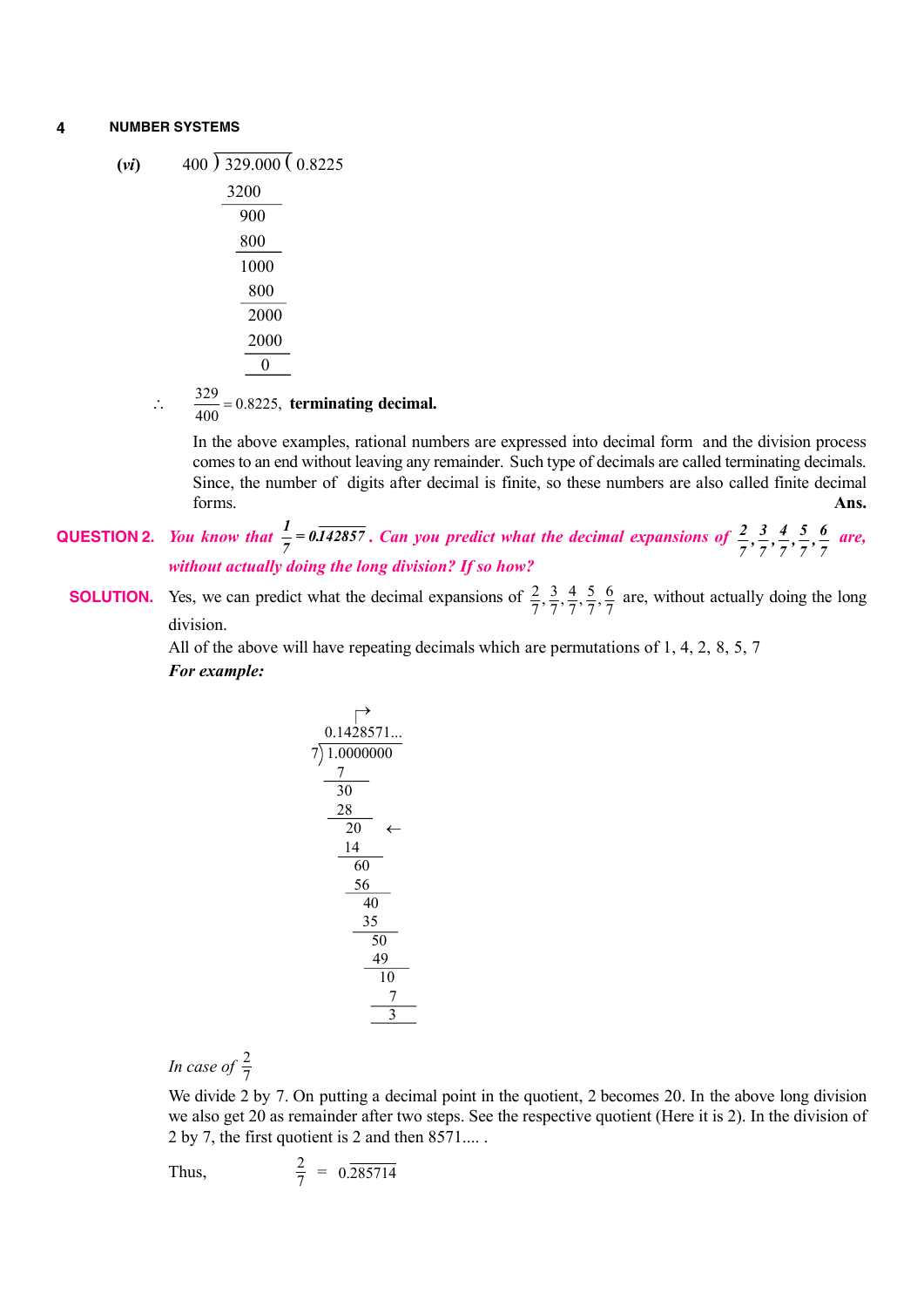**(vi)**

```
400 ) 329.000 ( 0.8225
      3200
      ----
       900
       800
      ----
      1000
       800
      ----
       2000
       2000
      -----
          0
```

$\therefore \quad \frac{329}{400} = 0.8225,$ **terminating decimal.**

In the above examples, rational numbers are expressed into decimal form and the division process comes to an end without leaving any remainder. Such type of decimals are called terminating decimals. Since, the number of digits after decimal is finite, so these numbers are also called finite decimal forms. **Ans.**

**QUESTION 2.** *You know that $\frac{1}{7} = 0.\overline{142857}$. Can you predict what the decimal expansions of $\frac{2}{7}, \frac{3}{7}, \frac{4}{7}, \frac{5}{7}, \frac{6}{7}$ are, without actually doing the long division? If so how?*

**SOLUTION.** Yes, we can predict what the decimal expansions of $\frac{2}{7}, \frac{3}{7}, \frac{4}{7}, \frac{5}{7}, \frac{6}{7}$ are, without actually doing the long division.

All of the above will have repeating decimals which are permutations of 1, 4, 2, 8, 5, 7

***For example:***

```
       0.1428571...
    7 ) 1.0000000
        7
        --
        30
        28
        --
         20   ←
         14
         --
          60
          56
          --
           40
           35
           --
            50
            49
            --
             10
              7
             --
              3
```

*In case of* $\frac{2}{7}$

We divide 2 by 7. On putting a decimal point in the quotient, 2 becomes 20. In the above long division we also get 20 as remainder after two steps. See the respective quotient (Here it is 2). In the division of 2 by 7, the first quotient is 2 and then 8571.... .

Thus, $\quad \frac{2}{7} = 0.\overline{285714}$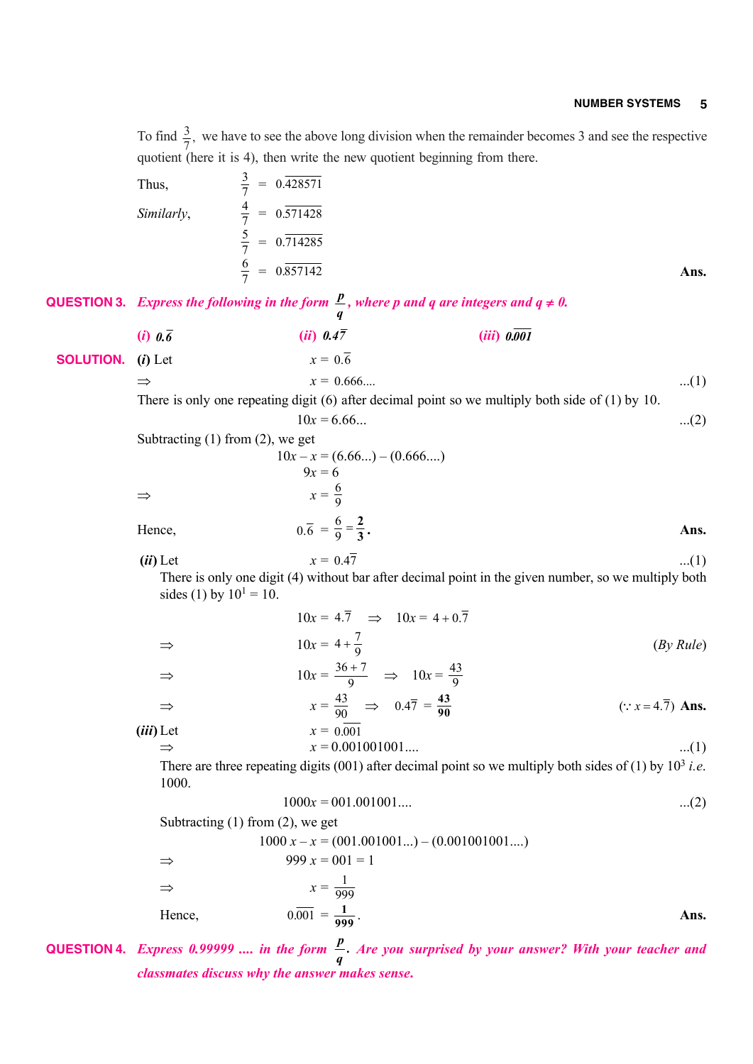To find $\frac{3}{7}$, we have to see the above long division when the remainder becomes 3 and see the respective quotient (here it is 4), then write the new quotient beginning from there.

Thus, $\frac{3}{7} = 0.\overline{428571}$

*Similarly*, $\frac{4}{7} = 0.\overline{571428}$

$\frac{5}{7} = 0.\overline{714285}$

$\frac{6}{7} = 0.\overline{857142}$ **Ans.**

**QUESTION 3.** ***Express the following in the form $\frac{p}{q}$, where p and q are integers and $q \neq 0$.***

***(i)*** $0.\overline{6}$ ***(ii)*** $0.4\overline{7}$ ***(iii)*** $0.\overline{001}$

**SOLUTION.** ***(i)*** Let $x = 0.\overline{6}$

$\Rightarrow$ $x = 0.666....$ ...(1)

There is only one repeating digit (6) after decimal point so we multiply both side of (1) by 10.

$10x = 6.66...$ ...(2)

Subtracting (1) from (2), we get

$$10x - x = (6.66...) - (0.666....)$$

$$9x = 6$$

$\Rightarrow$ $x = \frac{6}{9}$

Hence, $0.\overline{6} = \frac{6}{9} = \frac{\mathbf{2}}{\mathbf{3}}$. **Ans.**

***(ii)*** Let $x = 0.4\overline{7}$ ...(1)

There is only one digit (4) without bar after decimal point in the given number, so we multiply both sides (1) by $10^1 = 10$.

$$10x = 4.\overline{7} \quad \Rightarrow \quad 10x = 4 + 0.\overline{7}$$

$\Rightarrow$ $10x = 4 + \frac{7}{9}$ (*By Rule*)

$\Rightarrow$ $10x = \frac{36+7}{9} \quad \Rightarrow \quad 10x = \frac{43}{9}$

$\Rightarrow$ $x = \frac{43}{90} \quad \Rightarrow \quad 0.4\overline{7} = \frac{\mathbf{43}}{\mathbf{90}}$ $(\because x = 4.\overline{7})$ **Ans.**

***(iii)*** Let $x = 0.\overline{001}$

$\Rightarrow$ $x = 0.001001001....$ ...(1)

There are three repeating digits (001) after decimal point so we multiply both sides of (1) by $10^3$ *i.e.* 1000.

$1000x = 001.001001....$ ...(2)

Subtracting (1) from (2), we get

$$1000\,x - x = (001.001001...) - (0.001001001....)$$

$\Rightarrow$ $999\,x = 001 = 1$

$\Rightarrow$ $x = \frac{1}{999}$

Hence, $0.\overline{001} = \frac{\mathbf{1}}{\mathbf{999}}$. **Ans.**

**QUESTION 4.** ***Express 0.99999 .... in the form $\frac{p}{q}$. Are you surprised by your answer? With your teacher and classmates discuss why the answer makes sense.***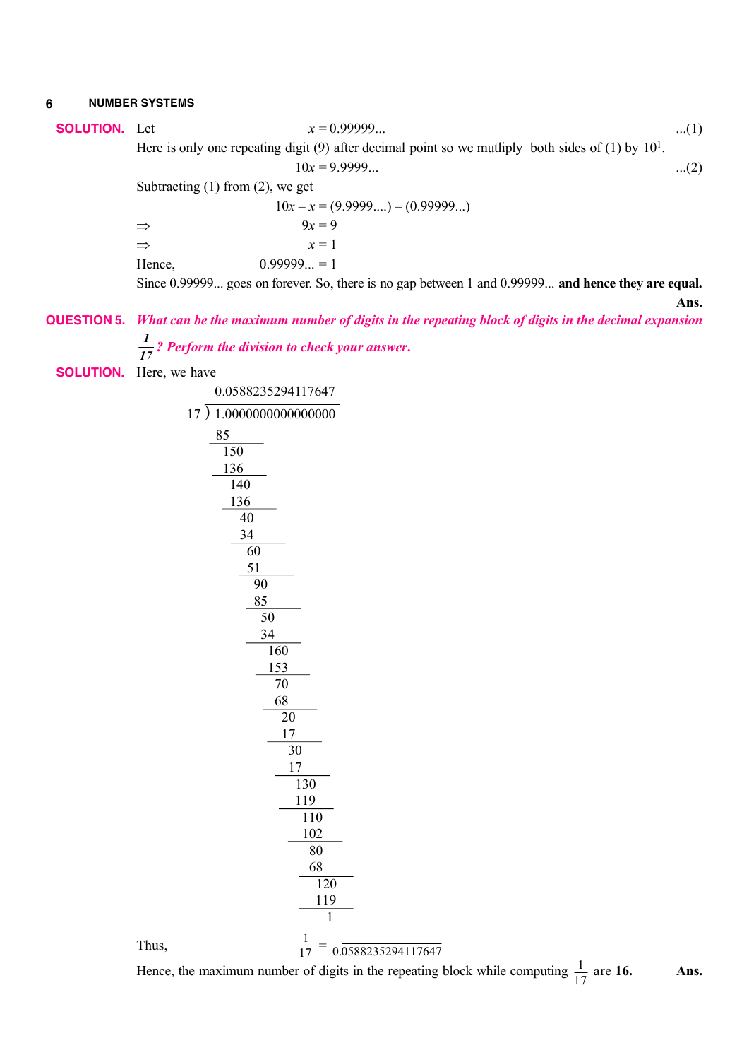**SOLUTION.** Let $x = 0.99999...$ ...(1)

Here is only one repeating digit (9) after decimal point so we mutliply both sides of (1) by $10^1$.

$$10x = 9.9999... \quad ...(2)$$

Subtracting (1) from (2), we get

$$10x - x = (9.9999....) - (0.99999...)$$

$\Rightarrow$ $9x = 9$

$\Rightarrow$ $x = 1$

Hence, $0.99999... = 1$

Since 0.99999... goes on forever. So, there is no gap between 1 and 0.99999... **and hence they are equal.**

**Ans.**

**QUESTION 5.** *What can be the maximum number of digits in the repeating block of digits in the decimal expansion $\frac{1}{17}$? Perform the division to check your answer.*

**SOLUTION.** Here, we have

```
          0.0588235294117647
     17 ) 1.0000000000000000
          85
           150
           136
            140
            136
              40
              34
               60
               51
                90
                85
                 50
                 34
                  160
                  153
                    70
                    68
                     20
                     17
                      30
                      17
                      130
                      119
                       110
                       102
                         80
                         68
                         120
                         119
                           1
```

Thus, $\frac{1}{17} = \overline{0.0588235294117647}$

Hence, the maximum number of digits in the repeating block while computing $\frac{1}{17}$ are **16.** **Ans.**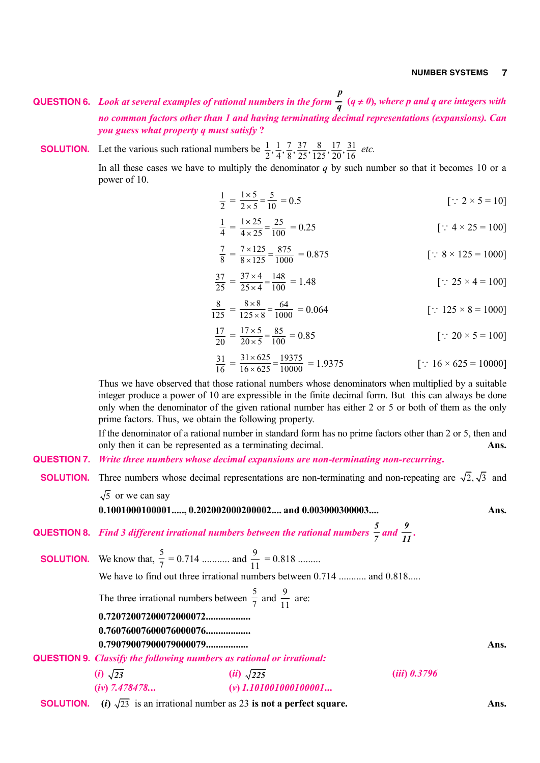**QUESTION 6.** *Look at several examples of rational numbers in the form $\frac{p}{q}$ ($q \neq 0$), where p and q are integers with no common factors other than 1 and having terminating decimal representations (expansions). Can you guess what property q must satisfy ?*

**SOLUTION.** Let the various such rational numbers be $\frac{1}{2}, \frac{1}{4}, \frac{7}{8}, \frac{37}{25}, \frac{8}{125}, \frac{17}{20}, \frac{31}{16}$ *etc.*

In all these cases we have to multiply the denominator $q$ by such number so that it becomes 10 or a power of 10.

$$\frac{1}{2} = \frac{1 \times 5}{2 \times 5} = \frac{5}{10} = 0.5 \qquad [\because\ 2 \times 5 = 10]$$

$$\frac{1}{4} = \frac{1 \times 25}{4 \times 25} = \frac{25}{100} = 0.25 \qquad [\because\ 4 \times 25 = 100]$$

$$\frac{7}{8} = \frac{7 \times 125}{8 \times 125} = \frac{875}{1000} = 0.875 \qquad [\because\ 8 \times 125 = 1000]$$

$$\frac{37}{25} = \frac{37 \times 4}{25 \times 4} = \frac{148}{100} = 1.48 \qquad [\because\ 25 \times 4 = 100]$$

$$\frac{8}{125} = \frac{8 \times 8}{125 \times 8} = \frac{64}{1000} = 0.064 \qquad [\because\ 125 \times 8 = 1000]$$

$$\frac{17}{20} = \frac{17 \times 5}{20 \times 5} = \frac{85}{100} = 0.85 \qquad [\because\ 20 \times 5 = 100]$$

$$\frac{31}{16} = \frac{31 \times 625}{16 \times 625} = \frac{19375}{10000} = 1.9375 \qquad [\because\ 16 \times 625 = 10000]$$

Thus we have observed that those rational numbers whose denominators when multiplied by a suitable integer produce a power of 10 are expressible in the finite decimal form. But this can always be done only when the denominator of the given rational number has either 2 or 5 or both of them as the only prime factors. Thus, we obtain the following property.

If the denominator of a rational number in standard form has no prime factors other than 2 or 5, then and only then it can be represented as a terminating decimal. **Ans.**

**QUESTION 7.** *Write three numbers whose decimal expansions are non-terminating non-recurring.*

**SOLUTION.** Three numbers whose decimal representations are non-terminating and non-repeating are $\sqrt{2}, \sqrt{3}$ and $\sqrt{5}$ or we can say

**0.1001000100001....., 0.202002000200002.... and 0.003000300003....** **Ans.**

**QUESTION 8.** *Find 3 different irrational numbers between the rational numbers $\frac{5}{7}$ and $\frac{9}{11}$.*

**SOLUTION.** We know that, $\frac{5}{7} = 0.714$ ........... and $\frac{9}{11} = 0.818$ .........

We have to find out three irrational numbers between 0.714 ........... and 0.818.....

The three irrational numbers between $\frac{5}{7}$ and $\frac{9}{11}$ are:

**0.720720072000720000720.................**
**0.760760076000760000760.................**
**0.790790079000790000790................** **Ans.**

**QUESTION 9.** *Classify the following numbers as rational or irrational:*

*(i)* $\sqrt{23}$ *(ii)* $\sqrt{225}$ *(iii) 0.3796*
*(iv) 7.478478...* *(v) 1.101001000100001...*

**SOLUTION.** *(i)* $\sqrt{23}$ is an irrational number as 23 **is not a perfect square.** **Ans.**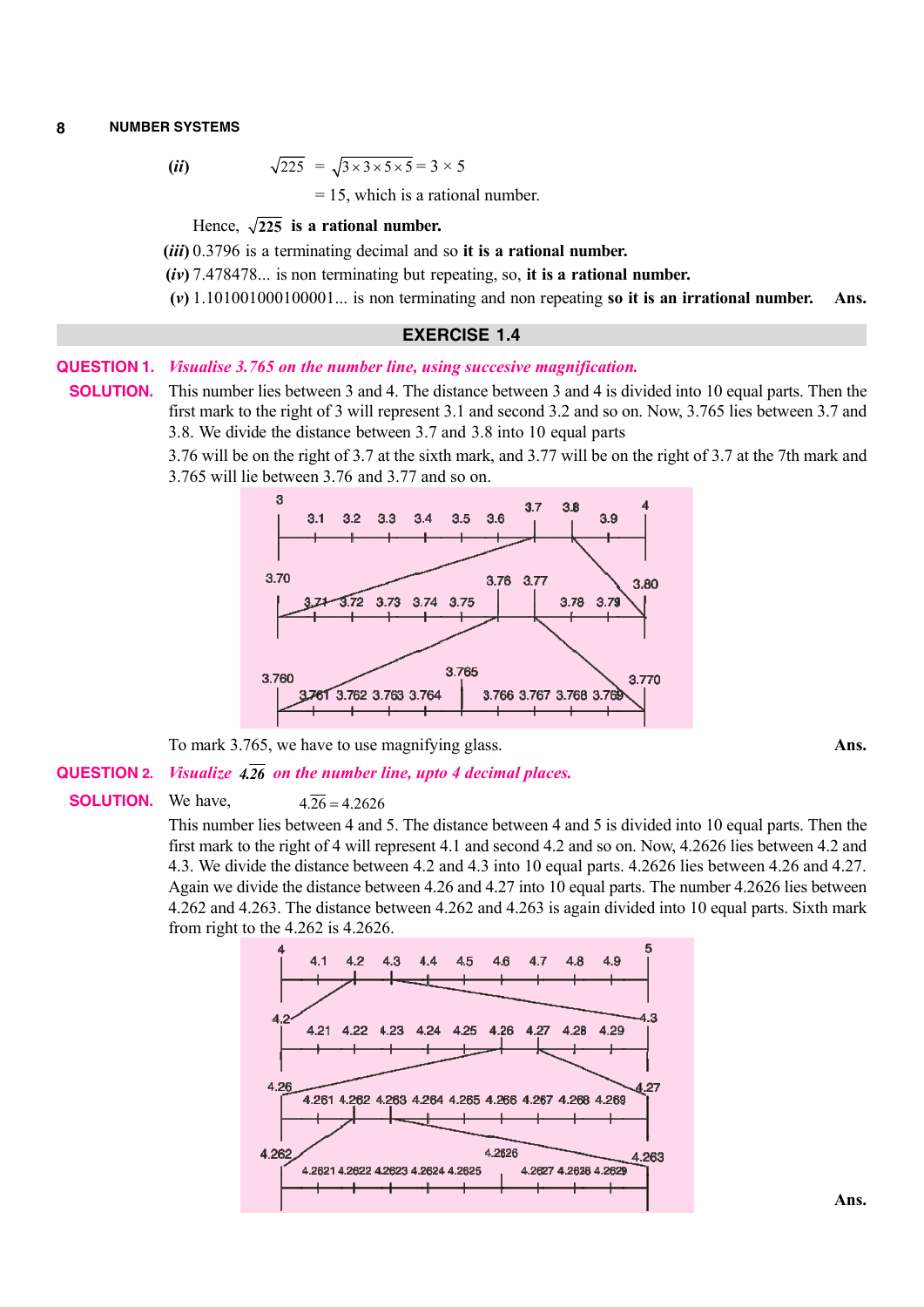**(ii)** $\sqrt{225} = \sqrt{3 \times 3 \times 5 \times 5} = 3 \times 5$

$= 15$, which is a rational number.

Hence, $\sqrt{225}$ **is a rational number.**

**(iii)** 0.3796 is a terminating decimal and so **it is a rational number.**

**(iv)** 7.478478... is non terminating but repeating, so, **it is a rational number.**

**(v)** 1.101001000100001... is non terminating and non repeating **so it is an irrational number.** **Ans.**

## EXERCISE 1.4

**QUESTION 1.** *Visualise 3.765 on the number line, using succesive magnification.*

**SOLUTION.** This number lies between 3 and 4. The distance between 3 and 4 is divided into 10 equal parts. Then the first mark to the right of 3 will represent 3.1 and second 3.2 and so on. Now, 3.765 lies between 3.7 and 3.8. We divide the distance between 3.7 and 3.8 into 10 equal parts

3.76 will be on the right of 3.7 at the sixth mark, and 3.77 will be on the right of 3.7 at the 7th mark and 3.765 will lie between 3.76 and 3.77 and so on.

To mark 3.765, we have to use magnifying glass. **Ans.**

**QUESTION 2.** *Visualize $4.\overline{26}$ on the number line, upto 4 decimal places.*

**SOLUTION.** We have, $4.\overline{26} = 4.2626$

This number lies between 4 and 5. The distance between 4 and 5 is divided into 10 equal parts. Then the first mark to the right of 4 will represent 4.1 and second 4.2 and so on. Now, 4.2626 lies between 4.2 and 4.3. We divide the distance between 4.2 and 4.3 into 10 equal parts. 4.2626 lies between 4.26 and 4.27. Again we divide the distance between 4.26 and 4.27 into 10 equal parts. The number 4.2626 lies between 4.262 and 4.263. The distance between 4.262 and 4.263 is again divided into 10 equal parts. Sixth mark from right to the 4.262 is 4.2626.

**Ans.**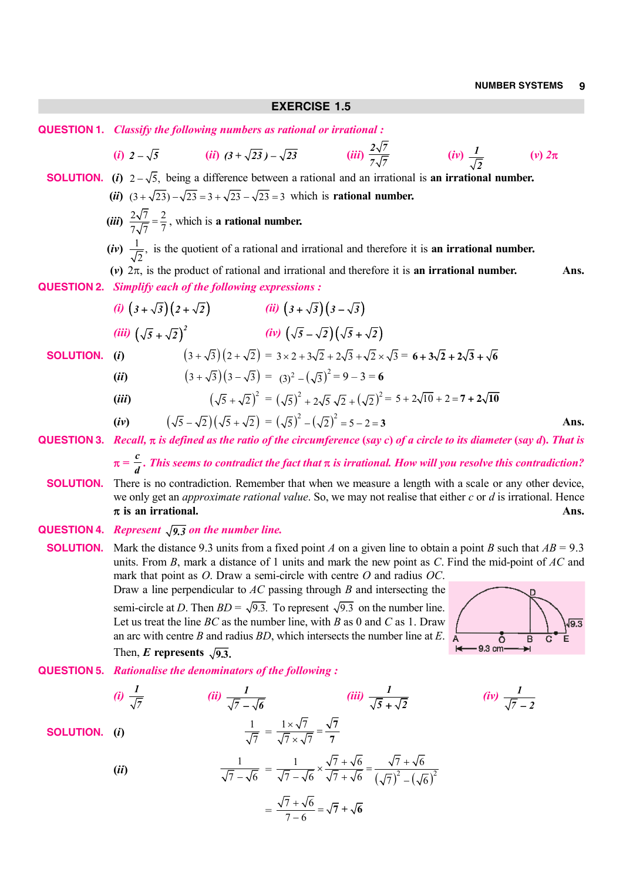## EXERCISE 1.5

**QUESTION 1.** *Classify the following numbers as rational or irrational :*

(i) $2-\sqrt{5}$ (ii) $(3+\sqrt{23})-\sqrt{23}$ (iii) $\frac{2\sqrt{7}}{7\sqrt{7}}$ (iv) $\frac{1}{\sqrt{2}}$ (v) $2\pi$

**SOLUTION.** (i) $2-\sqrt{5}$, being a difference between a rational and an irrational is **an irrational number.**

(ii) $(3+\sqrt{23})-\sqrt{23} = 3+\sqrt{23}-\sqrt{23} = 3$ which is **rational number.**

(iii) $\frac{2\sqrt{7}}{7\sqrt{7}} = \frac{2}{7}$, which is **a rational number.**

(iv) $\frac{1}{\sqrt{2}}$, is the quotient of a rational and irrational and therefore it is **an irrational number.**

(v) $2\pi$, is the product of rational and irrational and therefore it is **an irrational number.** **Ans.**

**QUESTION 2.** *Simplify each of the following expressions :*

(i) $(3+\sqrt{3})(2+\sqrt{2})$ (ii) $(3+\sqrt{3})(3-\sqrt{3})$

(iii) $(\sqrt{5}+\sqrt{2})^2$ (iv) $(\sqrt{5}-\sqrt{2})(\sqrt{5}+\sqrt{2})$

**SOLUTION.** (i) $(3+\sqrt{3})(2+\sqrt{2}) = 3\times 2 + 3\sqrt{2} + 2\sqrt{3} + \sqrt{2}\times\sqrt{3} = \mathbf{6+3\sqrt{2}+2\sqrt{3}+\sqrt{6}}$

(ii) $(3+\sqrt{3})(3-\sqrt{3}) = (3)^2 - (\sqrt{3})^2 = 9-3 = \mathbf{6}$

(iii) $(\sqrt{5}+\sqrt{2})^2 = (\sqrt{5})^2 + 2\sqrt{5}\sqrt{2} + (\sqrt{2})^2 = 5+2\sqrt{10}+2 = \mathbf{7+2\sqrt{10}}$

(iv) $(\sqrt{5}-\sqrt{2})(\sqrt{5}+\sqrt{2}) = (\sqrt{5})^2-(\sqrt{2})^2 = 5-2 = \mathbf{3}$ **Ans.**

**QUESTION 3.** *Recall, $\pi$ is defined as the ratio of the circumference (say c) of a circle to its diameter (say d). That is $\pi = \frac{c}{d}$. This seems to contradict the fact that $\pi$ is irrational. How will you resolve this contradiction?*

**SOLUTION.** There is no contradiction. Remember that when we measure a length with a scale or any other device, we only get an *approximate rational value*. So, we may not realise that either $c$ or $d$ is irrational. Hence **$\pi$ is an irrational.** **Ans.**

**QUESTION 4.** *Represent $\sqrt{9.3}$ on the number line.*

**SOLUTION.** Mark the distance 9.3 units from a fixed point $A$ on a given line to obtain a point $B$ such that $AB = 9.3$ units. From $B$, mark a distance of 1 units and mark the new point as $C$. Find the mid-point of $AC$ and mark that point as $O$. Draw a semi-circle with centre $O$ and radius $OC$. Draw a line perpendicular to $AC$ passing through $B$ and intersecting the semi-circle at $D$. Then $BD = \sqrt{9.3}$. To represent $\sqrt{9.3}$ on the number line. Let us treat the line $BC$ as the number line, with $B$ as 0 and $C$ as 1. Draw an arc with centre $B$ and radius $BD$, which intersects the number line at $E$. Then, $E$ **represents** $\sqrt{9.3}$.

**QUESTION 5.** *Rationalise the denominators of the following :*

(i) $\frac{1}{\sqrt{7}}$ (ii) $\frac{1}{\sqrt{7}-\sqrt{6}}$ (iii) $\frac{1}{\sqrt{5}+\sqrt{2}}$ (iv) $\frac{1}{\sqrt{7}-2}$

**SOLUTION.** (i)

$$\frac{1}{\sqrt{7}} = \frac{1\times\sqrt{7}}{\sqrt{7}\times\sqrt{7}} = \frac{\sqrt{7}}{7}$$

(ii)

$$\frac{1}{\sqrt{7}-\sqrt{6}} = \frac{1}{\sqrt{7}-\sqrt{6}}\times\frac{\sqrt{7}+\sqrt{6}}{\sqrt{7}+\sqrt{6}} = \frac{\sqrt{7}+\sqrt{6}}{(\sqrt{7})^2-(\sqrt{6})^2}$$

$$= \frac{\sqrt{7}+\sqrt{6}}{7-6} = \sqrt{7}+\sqrt{6}$$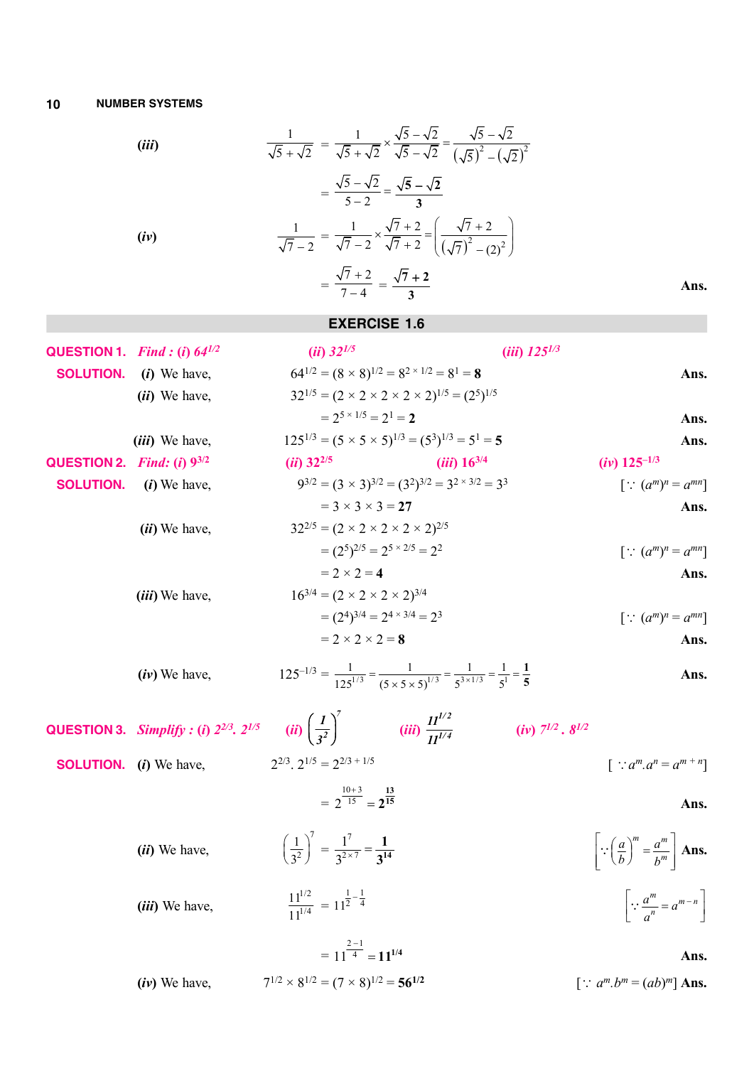**(iii)**

$$\frac{1}{\sqrt{5}+\sqrt{2}} = \frac{1}{\sqrt{5}+\sqrt{2}} \times \frac{\sqrt{5}-\sqrt{2}}{\sqrt{5}-\sqrt{2}} = \frac{\sqrt{5}-\sqrt{2}}{(\sqrt{5})^2-(\sqrt{2})^2}$$

$$= \frac{\sqrt{5}-\sqrt{2}}{5-2} = \mathbf{\frac{\sqrt{5}-\sqrt{2}}{3}}$$

**(iv)**

$$\frac{1}{\sqrt{7}-2} = \frac{1}{\sqrt{7}-2} \times \frac{\sqrt{7}+2}{\sqrt{7}+2} = \left(\frac{\sqrt{7}+2}{(\sqrt{7})^2-(2)^2}\right)$$

$$= \frac{\sqrt{7}+2}{7-4} = \mathbf{\frac{\sqrt{7}+2}{3}}$$ **Ans.**

## EXERCISE 1.6

**QUESTION 1.** *Find : (i) $64^{1/2}$ (ii) $32^{1/5}$ (iii) $125^{1/3}$*

**SOLUTION.** *(i)* We have, $64^{1/2} = (8 \times 8)^{1/2} = 8^{2 \times 1/2} = 8^1 = \mathbf{8}$ **Ans.**

*(ii)* We have, $32^{1/5} = (2 \times 2 \times 2 \times 2 \times 2)^{1/5} = (2^5)^{1/5}$

$= 2^{5 \times 1/5} = 2^1 = \mathbf{2}$ **Ans.**

*(iii)* We have, $125^{1/3} = (5 \times 5 \times 5)^{1/3} = (5^3)^{1/3} = 5^1 = \mathbf{5}$ **Ans.**

**QUESTION 2.** *Find: (i) $9^{3/2}$ (ii) $32^{2/5}$ (iii) $16^{3/4}$ (iv) $125^{-1/3}$*

**SOLUTION.** *(i)* We have, $9^{3/2} = (3 \times 3)^{3/2} = (3^2)^{3/2} = 3^{2 \times 3/2} = 3^3$ $[\because (a^m)^n = a^{mn}]$

$= 3 \times 3 \times 3 = \mathbf{27}$ **Ans.**

*(ii)* We have, $32^{2/5} = (2 \times 2 \times 2 \times 2 \times 2)^{2/5}$

$= (2^5)^{2/5} = 2^{5 \times 2/5} = 2^2$ $[\because (a^m)^n = a^{mn}]$

$= 2 \times 2 = \mathbf{4}$ **Ans.**

*(iii)* We have, $16^{3/4} = (2 \times 2 \times 2 \times 2)^{3/4}$

$= (2^4)^{3/4} = 2^{4 \times 3/4} = 2^3$ $[\because (a^m)^n = a^{mn}]$

$= 2 \times 2 \times 2 = \mathbf{8}$ **Ans.**

*(iv)* We have, $125^{-1/3} = \frac{1}{125^{1/3}} = \frac{1}{(5 \times 5 \times 5)^{1/3}} = \frac{1}{5^{3 \times 1/3}} = \frac{1}{5^1} = \mathbf{\frac{1}{5}}$ **Ans.**

**QUESTION 3.** *Simplify : (i) $2^{2/3} . 2^{1/5}$ (ii) $\left(\frac{1}{3^2}\right)^7$ (iii) $\frac{11^{1/2}}{11^{1/4}}$ (iv) $7^{1/2} . 8^{1/2}$*

**SOLUTION.** *(i)* We have, $2^{2/3} . 2^{1/5} = 2^{2/3 + 1/5}$ $[\because a^m.a^n = a^{m+n}]$

$= 2^{\frac{10+3}{15}} = \mathbf{2^{\frac{13}{15}}}$ **Ans.**

*(ii)* We have, $\left(\frac{1}{3^2}\right)^7 = \frac{1^7}{3^{2 \times 7}} = \mathbf{\frac{1}{3^{14}}}$ $\left[\because \left(\frac{a}{b}\right)^m = \frac{a^m}{b^m}\right]$ **Ans.**

*(iii)* We have, $\frac{11^{1/2}}{11^{1/4}} = 11^{\frac{1}{2}-\frac{1}{4}}$ $\left[\because \frac{a^m}{a^n} = a^{m-n}\right]$

$= 11^{\frac{2-1}{4}} = \mathbf{11^{1/4}}$ **Ans.**

*(iv)* We have, $7^{1/2} \times 8^{1/2} = (7 \times 8)^{1/2} = \mathbf{56^{1/2}}$ $[\because a^m.b^m = (ab)^m]$ **Ans.**